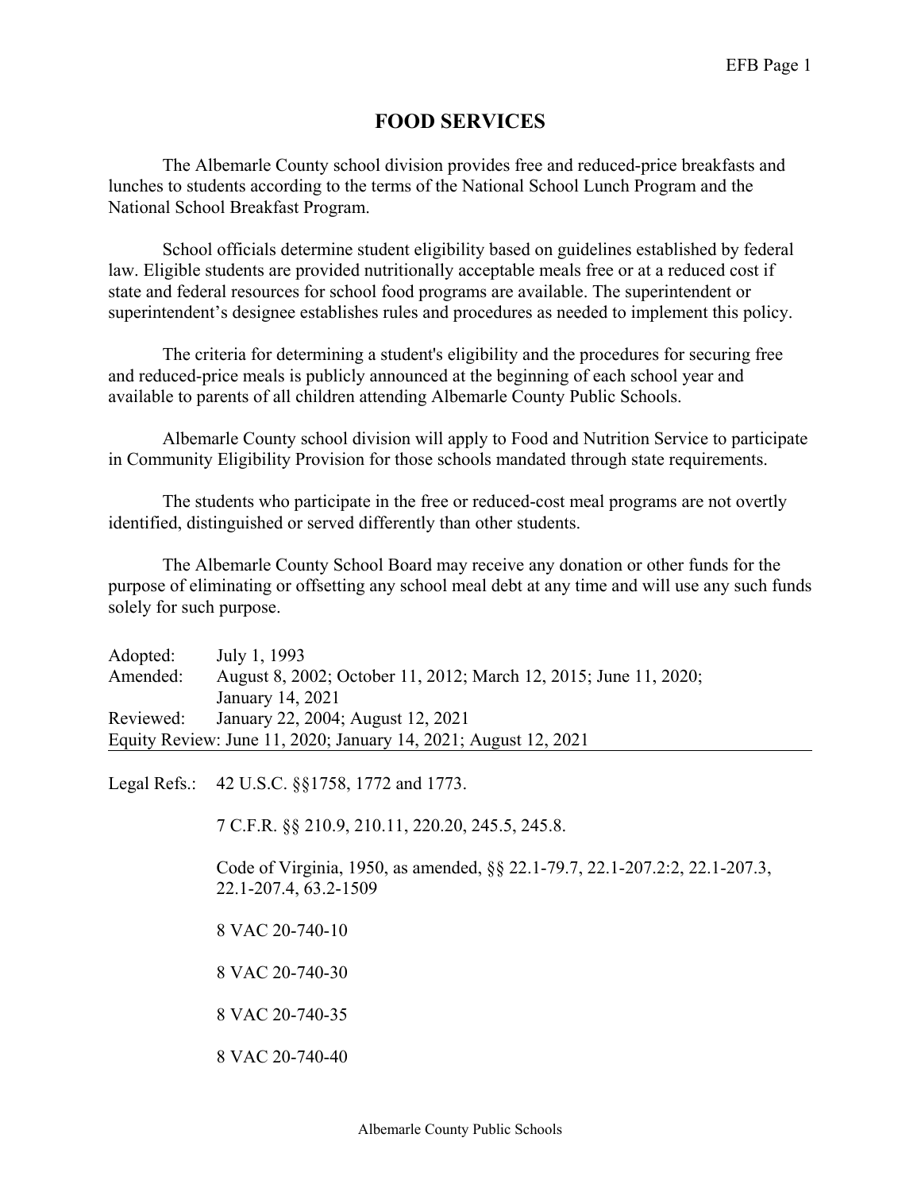# FOOD SERVICES

The Albemarle County school division provides free and reduced-price breakfasts and lunches to students according to the terms of the National School Lunch Program and the National School Breakfast Program.

School officials determine student eligibility based on guidelines established by federal law. Eligible students are provided nutritionally acceptable meals free or at a reduced cost if state and federal resources for school food programs are available. The superintendent or superintendent's designee establishes rules and procedures as needed to implement this policy.

The criteria for determining a student's eligibility and the procedures for securing free and reduced-price meals is publicly announced at the beginning of each school year and available to parents of all children attending Albemarle County Public Schools.

Albemarle County school division will apply to Food and Nutrition Service to participate in Community Eligibility Provision for those schools mandated through state requirements.

The students who participate in the free or reduced-cost meal programs are not overtly identified, distinguished or served differently than other students.

The Albemarle County School Board may receive any donation or other funds for the purpose of eliminating or offsetting any school meal debt at any time and will use any such funds solely for such purpose.

Adopted: July 1, 1993
Amended: August 8, 2002; October 11, 2012; March 12, 2015; June 11, 2020; January 14, 2021
Reviewed: January 22, 2004; August 12, 2021
Equity Review: June 11, 2020; January 14, 2021; August 12, 2021

---

Legal Refs.: 42 U.S.C. §§1758, 1772 and 1773.

7 C.F.R. §§ 210.9, 210.11, 220.20, 245.5, 245.8.

Code of Virginia, 1950, as amended, §§ 22.1-79.7, 22.1-207.2:2, 22.1-207.3, 22.1-207.4, 63.2-1509

8 VAC 20-740-10

8 VAC 20-740-30

8 VAC 20-740-35

8 VAC 20-740-40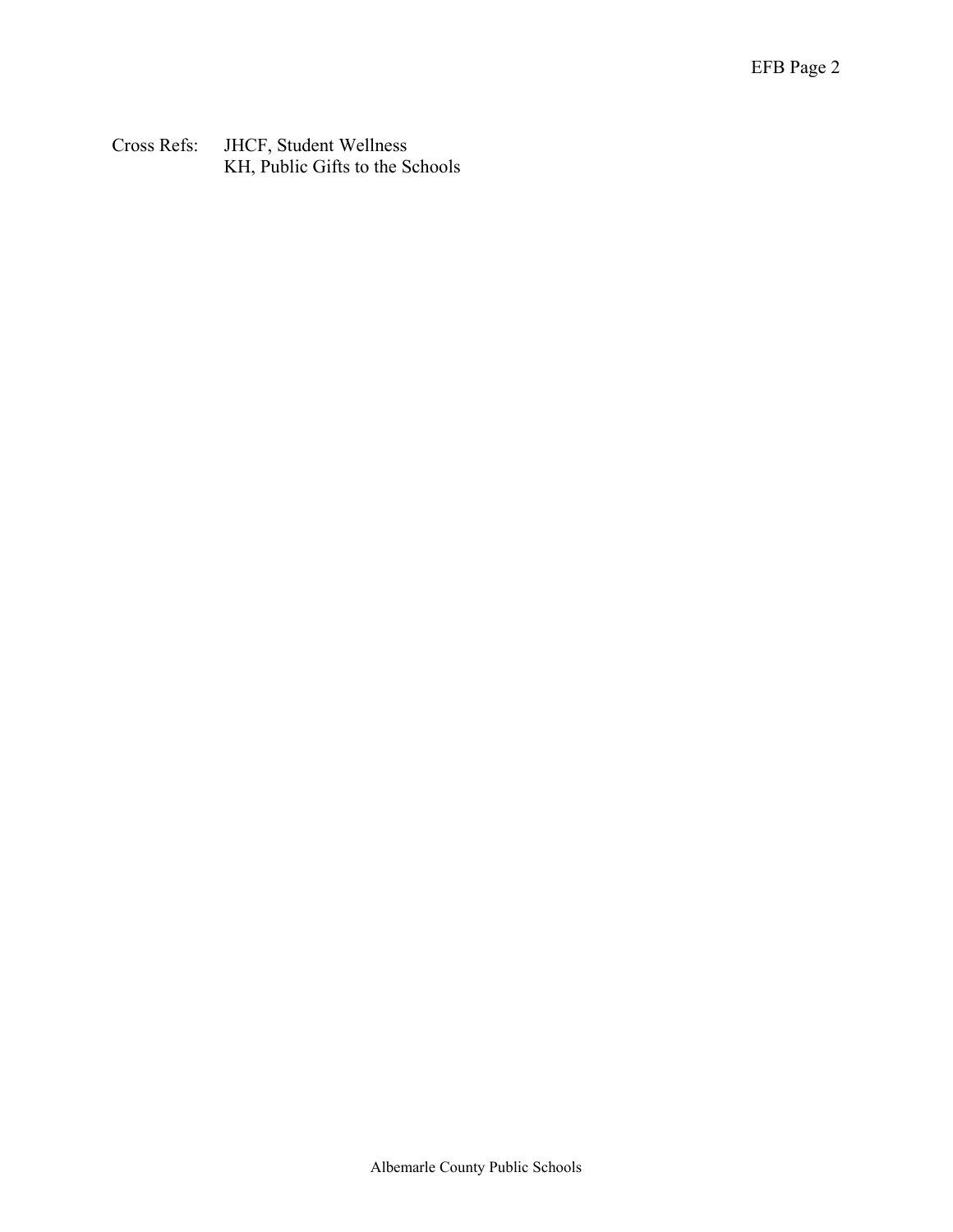Cross Refs: JHCF, Student Wellness
KH, Public Gifts to the Schools